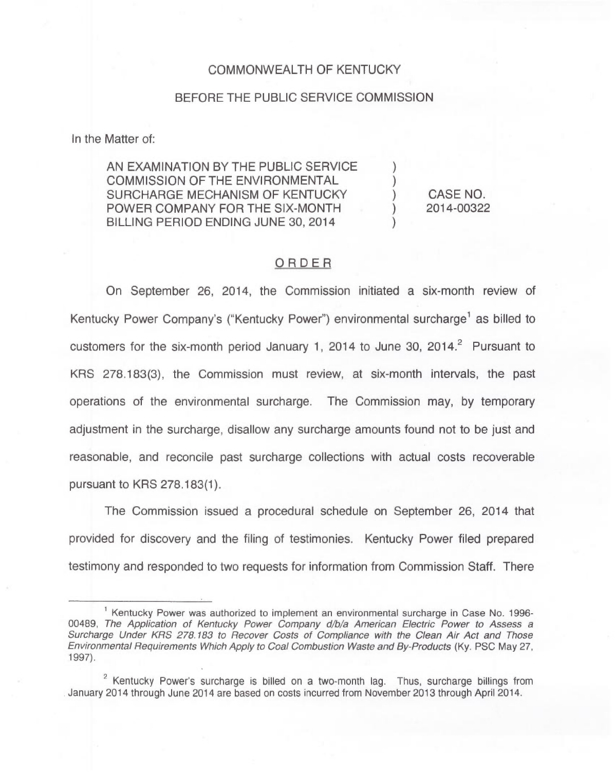COMMONWEALTH OF KENTUCKY

BEFORE THE PUBLIC SERVICE COMMISSION

In the Matter of:

| | | |
|---|---|---|
| AN EXAMINATION BY THE PUBLIC SERVICE COMMISSION OF THE ENVIRONMENTAL SURCHARGE MECHANISM OF KENTUCKY POWER COMPANY FOR THE SIX-MONTH BILLING PERIOD ENDING JUNE 30, 2014 | ) ) ) ) ) | CASE NO. 2014-00322 |

## ORDER

On September 26, 2014, the Commission initiated a six-month review of Kentucky Power Company's ("Kentucky Power") environmental surcharge[1] as billed to customers for the six-month period January 1, 2014 to June 30, 2014.[2] Pursuant to KRS 278.183(3), the Commission must review, at six-month intervals, the past operations of the environmental surcharge. The Commission may, by temporary adjustment in the surcharge, disallow any surcharge amounts found not to be just and reasonable, and reconcile past surcharge collections with actual costs recoverable pursuant to KRS 278.183(1).

The Commission issued a procedural schedule on September 26, 2014 that provided for discovery and the filing of testimonies. Kentucky Power filed prepared testimony and responded to two requests for information from Commission Staff. There

---

[1] Kentucky Power was authorized to implement an environmental surcharge in Case No. 1996-00489, *The Application of Kentucky Power Company d/b/a American Electric Power to Assess a Surcharge Under KRS 278.183 to Recover Costs of Compliance with the Clean Air Act and Those Environmental Requirements Which Apply to Coal Combustion Waste and By-Products* (Ky. PSC May 27, 1997).

[2] Kentucky Power's surcharge is billed on a two-month lag. Thus, surcharge billings from January 2014 through June 2014 are based on costs incurred from November 2013 through April 2014.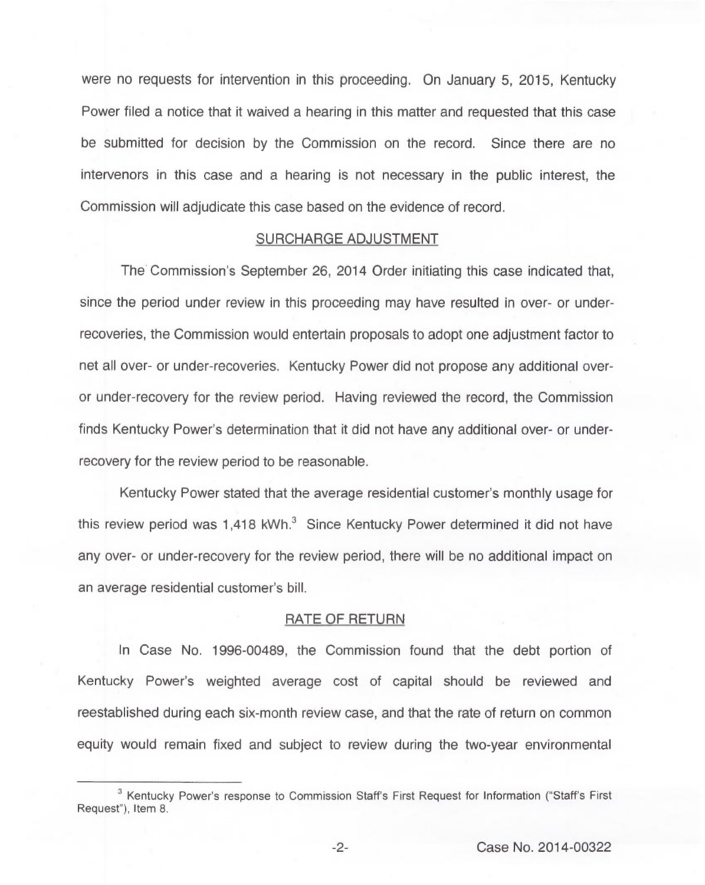were no requests for intervention in this proceeding. On January 5, 2015, Kentucky Power filed a notice that it waived a hearing in this matter and requested that this case be submitted for decision by the Commission on the record. Since there are no intervenors in this case and a hearing is not necessary in the public interest, the Commission will adjudicate this case based on the evidence of record.

## SURCHARGE ADJUSTMENT

The Commission's September 26, 2014 Order initiating this case indicated that, since the period under review in this proceeding may have resulted in over- or under-recoveries, the Commission would entertain proposals to adopt one adjustment factor to net all over- or under-recoveries. Kentucky Power did not propose any additional over- or under-recovery for the review period. Having reviewed the record, the Commission finds Kentucky Power's determination that it did not have any additional over- or under-recovery for the review period to be reasonable.

Kentucky Power stated that the average residential customer's monthly usage for this review period was 1,418 kWh.[3] Since Kentucky Power determined it did not have any over- or under-recovery for the review period, there will be no additional impact on an average residential customer's bill.

## RATE OF RETURN

In Case No. 1996-00489, the Commission found that the debt portion of Kentucky Power's weighted average cost of capital should be reviewed and reestablished during each six-month review case, and that the rate of return on common equity would remain fixed and subject to review during the two-year environmental

[3] Kentucky Power's response to Commission Staff's First Request for Information ("Staff's First Request"), Item 8.

Case No. 2014-00322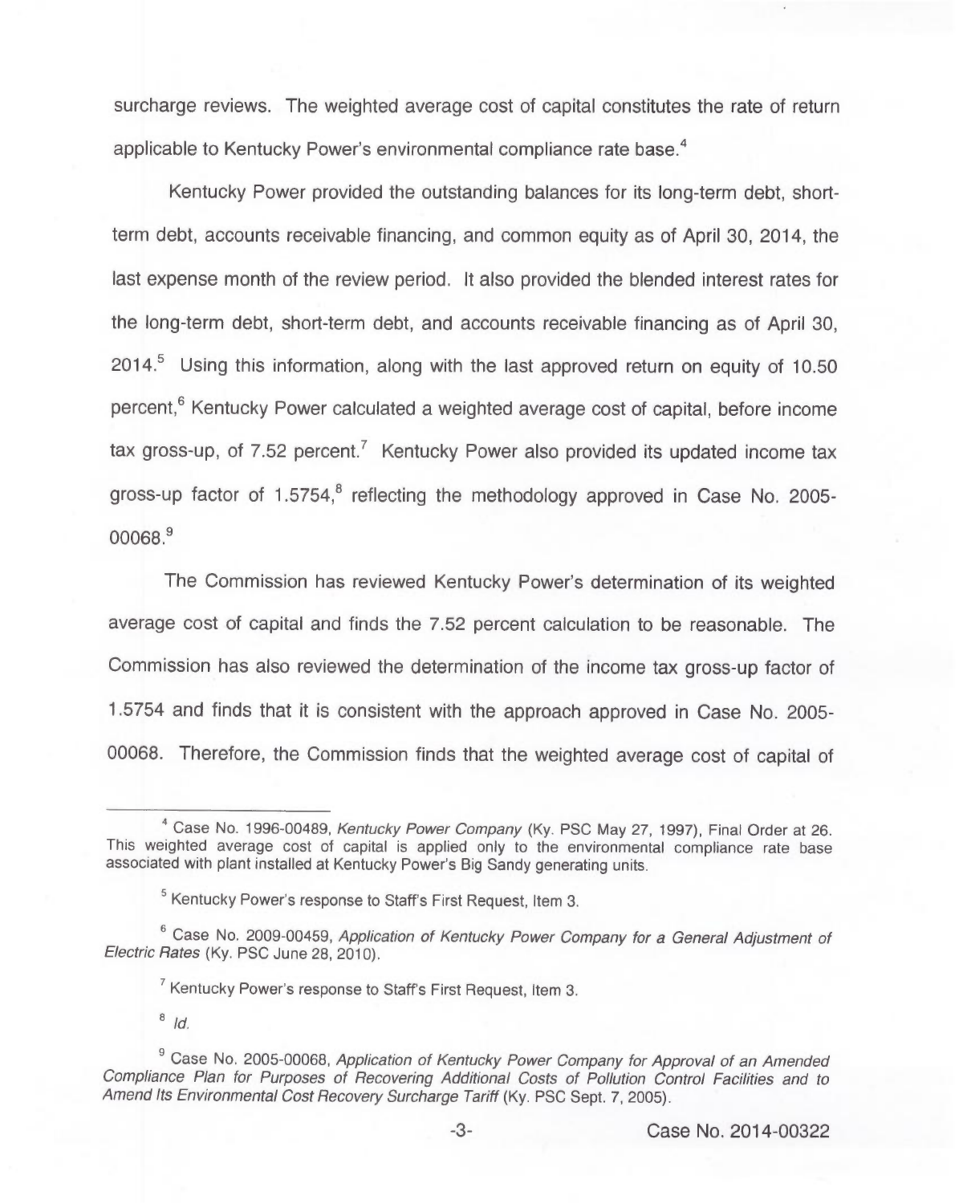surcharge reviews. The weighted average cost of capital constitutes the rate of return applicable to Kentucky Power's environmental compliance rate base.[4]

Kentucky Power provided the outstanding balances for its long-term debt, short-term debt, accounts receivable financing, and common equity as of April 30, 2014, the last expense month of the review period. It also provided the blended interest rates for the long-term debt, short-term debt, and accounts receivable financing as of April 30, 2014.[5] Using this information, along with the last approved return on equity of 10.50 percent,[6] Kentucky Power calculated a weighted average cost of capital, before income tax gross-up, of 7.52 percent.[7] Kentucky Power also provided its updated income tax gross-up factor of 1.5754,[8] reflecting the methodology approved in Case No. 2005-00068.[9]

The Commission has reviewed Kentucky Power's determination of its weighted average cost of capital and finds the 7.52 percent calculation to be reasonable. The Commission has also reviewed the determination of the income tax gross-up factor of 1.5754 and finds that it is consistent with the approach approved in Case No. 2005-00068. Therefore, the Commission finds that the weighted average cost of capital of

---

[4] Case No. 1996-00489, *Kentucky Power Company* (Ky. PSC May 27, 1997), Final Order at 26. This weighted average cost of capital is applied only to the environmental compliance rate base associated with plant installed at Kentucky Power's Big Sandy generating units.

[5] Kentucky Power's response to Staff's First Request, Item 3.

[6] Case No. 2009-00459, *Application of Kentucky Power Company for a General Adjustment of Electric Rates* (Ky. PSC June 28, 2010).

[7] Kentucky Power's response to Staff's First Request, Item 3.

[8] *Id.*

[9] Case No. 2005-00068, *Application of Kentucky Power Company for Approval of an Amended Compliance Plan for Purposes of Recovering Additional Costs of Pollution Control Facilities and to Amend Its Environmental Cost Recovery Surcharge Tariff* (Ky. PSC Sept. 7, 2005).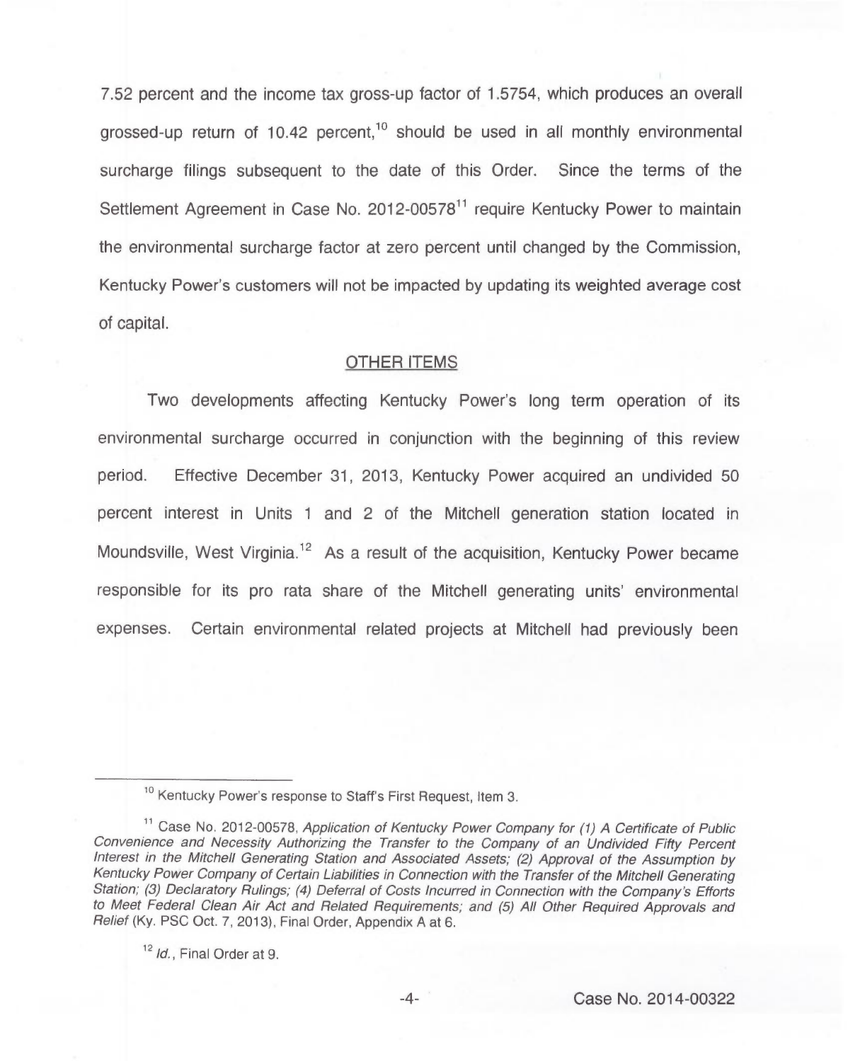7.52 percent and the income tax gross-up factor of 1.5754, which produces an overall grossed-up return of 10.42 percent,[10] should be used in all monthly environmental surcharge filings subsequent to the date of this Order. Since the terms of the Settlement Agreement in Case No. 2012-00578[11] require Kentucky Power to maintain the environmental surcharge factor at zero percent until changed by the Commission, Kentucky Power's customers will not be impacted by updating its weighted average cost of capital.

## OTHER ITEMS

Two developments affecting Kentucky Power's long term operation of its environmental surcharge occurred in conjunction with the beginning of this review period. Effective December 31, 2013, Kentucky Power acquired an undivided 50 percent interest in Units 1 and 2 of the Mitchell generation station located in Moundsville, West Virginia.[12] As a result of the acquisition, Kentucky Power became responsible for its pro rata share of the Mitchell generating units' environmental expenses. Certain environmental related projects at Mitchell had previously been

---

[10] Kentucky Power's response to Staff's First Request, Item 3.

[11] Case No. 2012-00578, *Application of Kentucky Power Company for (1) A Certificate of Public Convenience and Necessity Authorizing the Transfer to the Company of an Undivided Fifty Percent Interest in the Mitchell Generating Station and Associated Assets; (2) Approval of the Assumption by Kentucky Power Company of Certain Liabilities in Connection with the Transfer of the Mitchell Generating Station; (3) Declaratory Rulings; (4) Deferral of Costs Incurred in Connection with the Company's Efforts to Meet Federal Clean Air Act and Related Requirements; and (5) All Other Required Approvals and Relief* (Ky. PSC Oct. 7, 2013), Final Order, Appendix A at 6.

[12] *Id.*, Final Order at 9.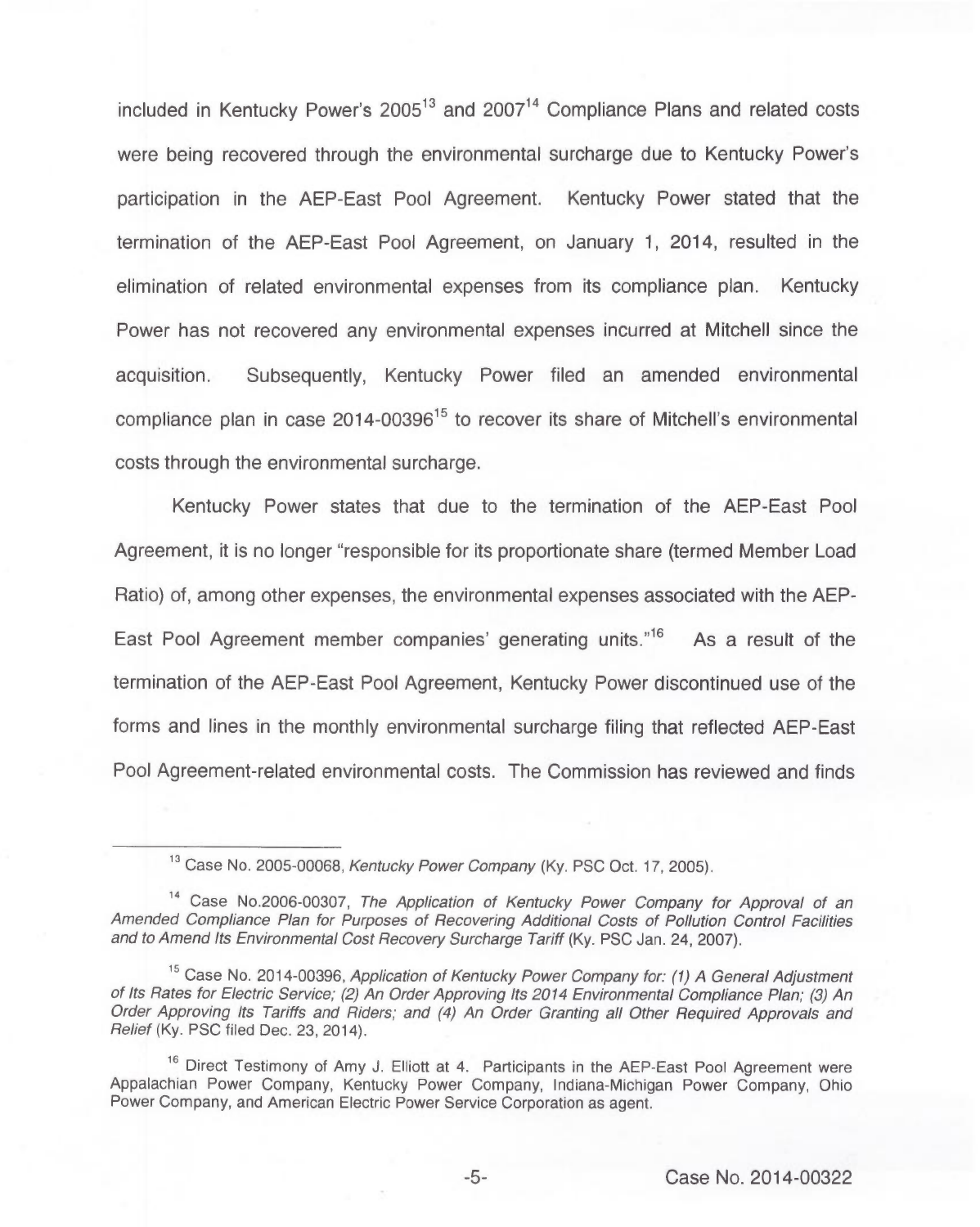included in Kentucky Power's 2005[13] and 2007[14] Compliance Plans and related costs were being recovered through the environmental surcharge due to Kentucky Power's participation in the AEP-East Pool Agreement. Kentucky Power stated that the termination of the AEP-East Pool Agreement, on January 1, 2014, resulted in the elimination of related environmental expenses from its compliance plan. Kentucky Power has not recovered any environmental expenses incurred at Mitchell since the acquisition. Subsequently, Kentucky Power filed an amended environmental compliance plan in case 2014-00396[15] to recover its share of Mitchell's environmental costs through the environmental surcharge.

Kentucky Power states that due to the termination of the AEP-East Pool Agreement, it is no longer "responsible for its proportionate share (termed Member Load Ratio) of, among other expenses, the environmental expenses associated with the AEP-East Pool Agreement member companies' generating units."[16] As a result of the termination of the AEP-East Pool Agreement, Kentucky Power discontinued use of the forms and lines in the monthly environmental surcharge filing that reflected AEP-East Pool Agreement-related environmental costs. The Commission has reviewed and finds

[13] Case No. 2005-00068, *Kentucky Power Company* (Ky. PSC Oct. 17, 2005).

[14] Case No.2006-00307, *The Application of Kentucky Power Company for Approval of an Amended Compliance Plan for Purposes of Recovering Additional Costs of Pollution Control Facilities and to Amend Its Environmental Cost Recovery Surcharge Tariff* (Ky. PSC Jan. 24, 2007).

[15] Case No. 2014-00396, *Application of Kentucky Power Company for: (1) A General Adjustment of Its Rates for Electric Service; (2) An Order Approving Its 2014 Environmental Compliance Plan; (3) An Order Approving Its Tariffs and Riders; and (4) An Order Granting all Other Required Approvals and Relief* (Ky. PSC filed Dec. 23, 2014).

[16] Direct Testimony of Amy J. Elliott at 4. Participants in the AEP-East Pool Agreement were Appalachian Power Company, Kentucky Power Company, Indiana-Michigan Power Company, Ohio Power Company, and American Electric Power Service Corporation as agent.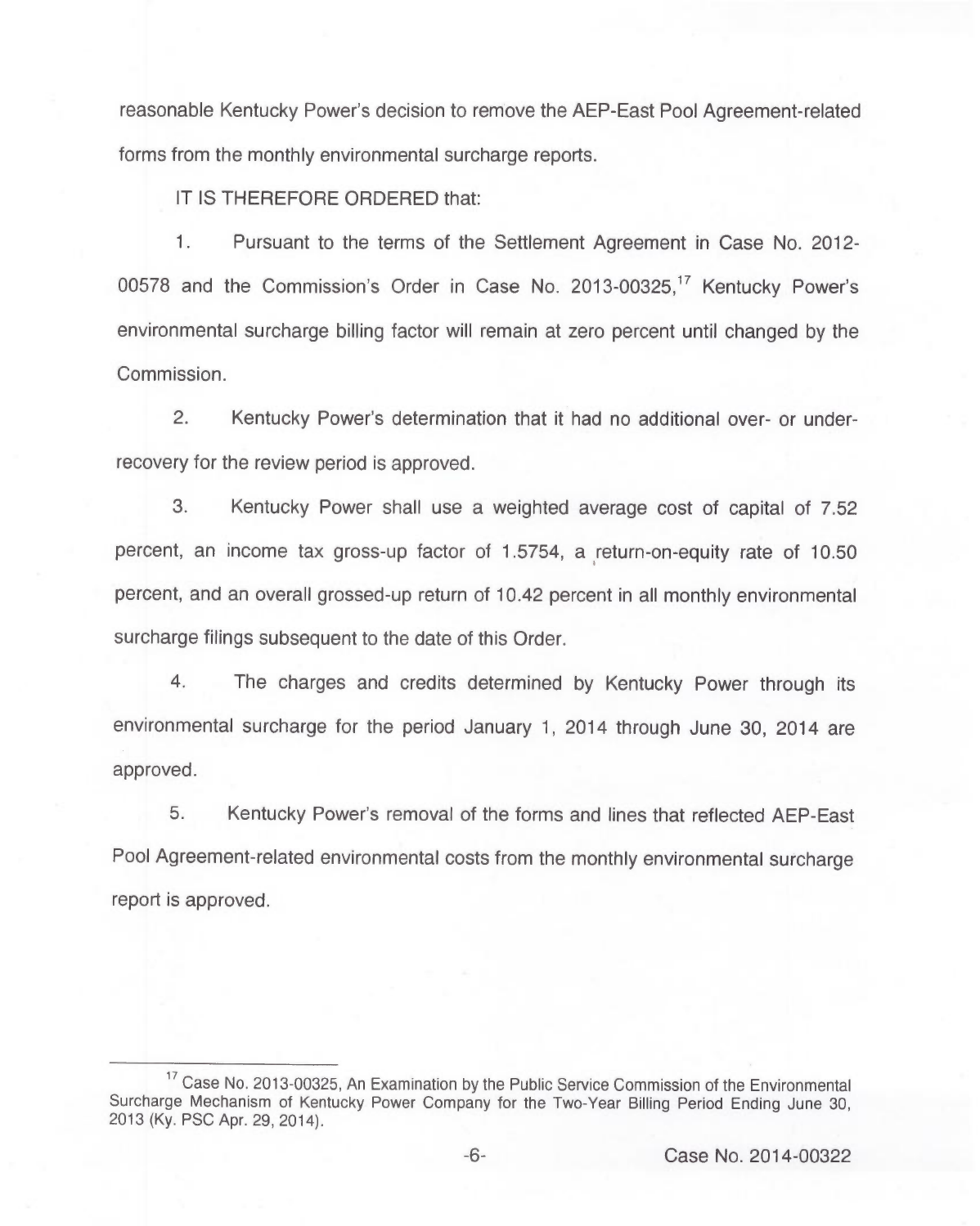reasonable Kentucky Power's decision to remove the AEP-East Pool Agreement-related forms from the monthly environmental surcharge reports.

IT IS THEREFORE ORDERED that:

1. Pursuant to the terms of the Settlement Agreement in Case No. 2012-00578 and the Commission's Order in Case No. 2013-00325,[17] Kentucky Power's environmental surcharge billing factor will remain at zero percent until changed by the Commission.

2. Kentucky Power's determination that it had no additional over- or under-recovery for the review period is approved.

3. Kentucky Power shall use a weighted average cost of capital of 7.52 percent, an income tax gross-up factor of 1.5754, a return-on-equity rate of 10.50 percent, and an overall grossed-up return of 10.42 percent in all monthly environmental surcharge filings subsequent to the date of this Order.

4. The charges and credits determined by Kentucky Power through its environmental surcharge for the period January 1, 2014 through June 30, 2014 are approved.

5. Kentucky Power's removal of the forms and lines that reflected AEP-East Pool Agreement-related environmental costs from the monthly environmental surcharge report is approved.

---

[17] Case No. 2013-00325, An Examination by the Public Service Commission of the Environmental Surcharge Mechanism of Kentucky Power Company for the Two-Year Billing Period Ending June 30, 2013 (Ky. PSC Apr. 29, 2014).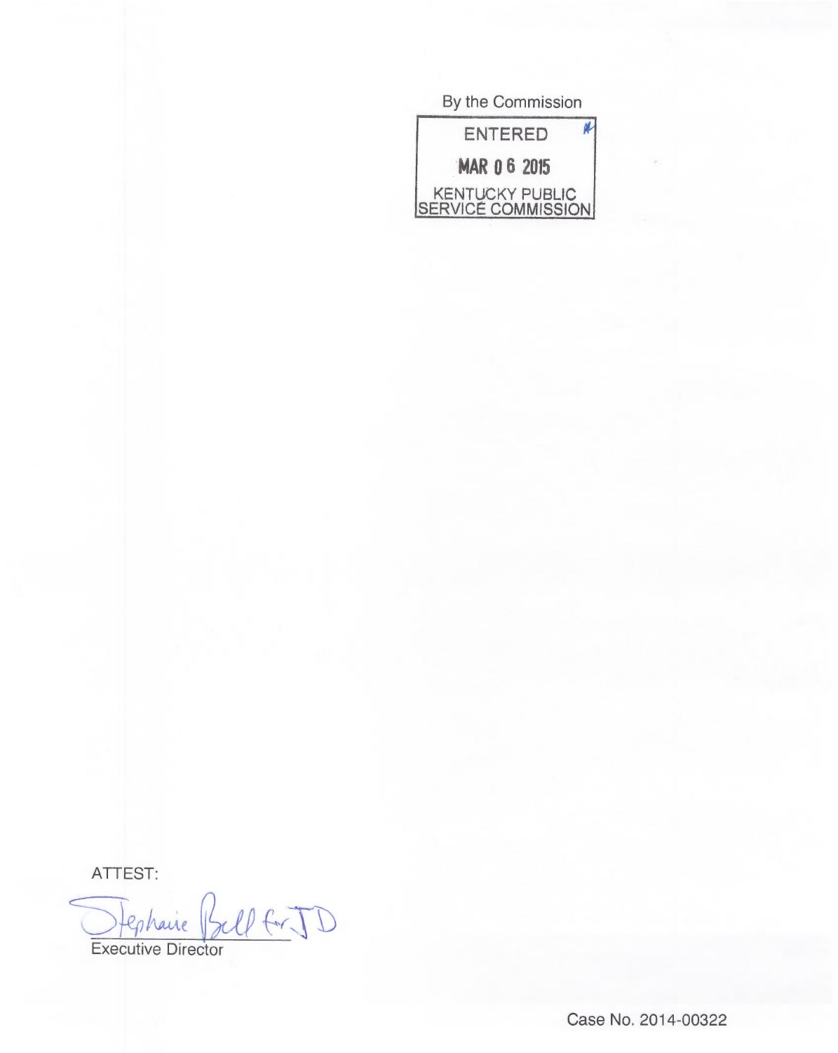By the Commission

ENTERED

MAR 06 2015

KENTUCKY PUBLIC SERVICE COMMISSION

ATTEST:

Stephanie Bell for JD

Executive Director

Case No. 2014-00322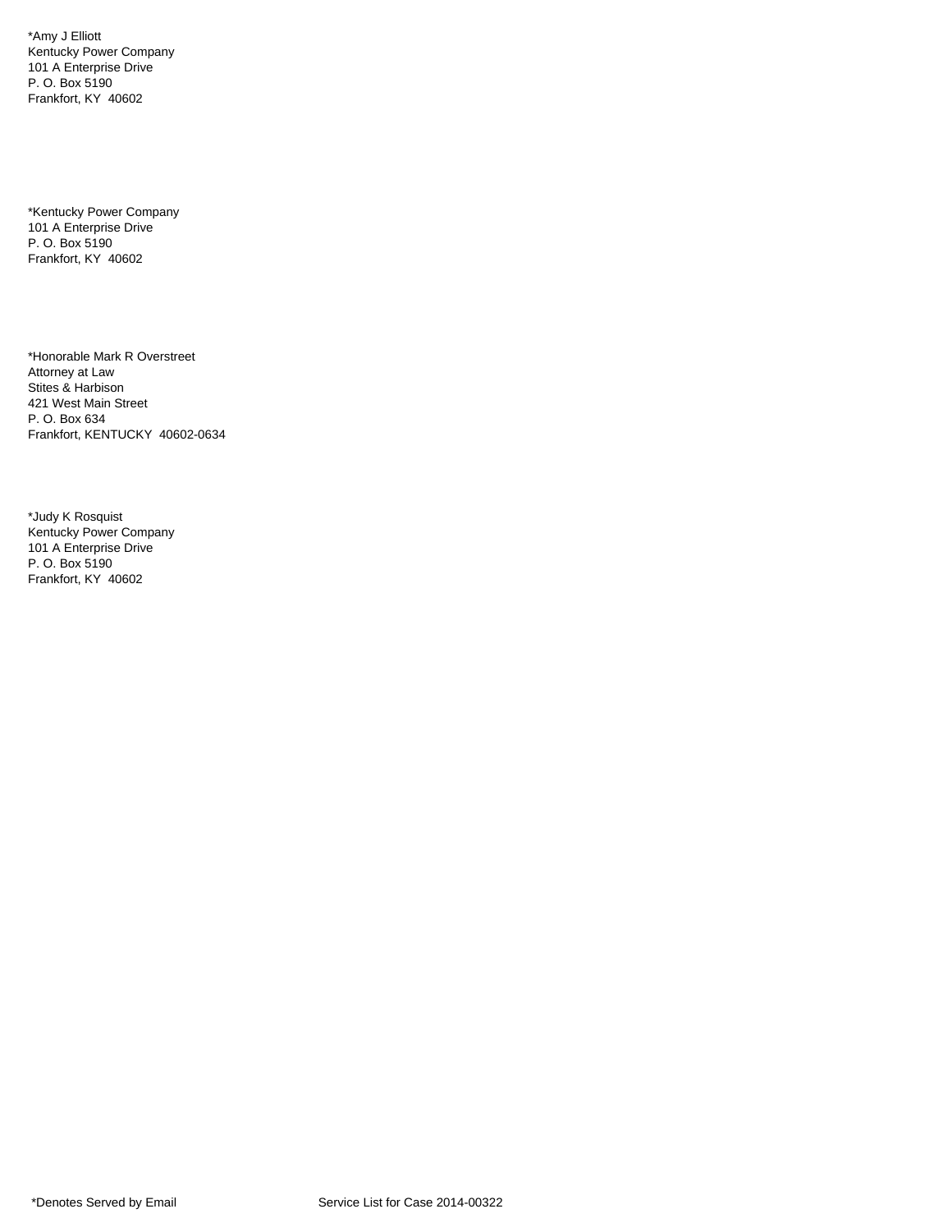*Amy J Elliott
Kentucky Power Company
101 A Enterprise Drive
P. O. Box 5190
Frankfort, KY 40602

*Kentucky Power Company
101 A Enterprise Drive
P. O. Box 5190
Frankfort, KY 40602

*Honorable Mark R Overstreet
Attorney at Law
Stites & Harbison
421 West Main Street
P. O. Box 634
Frankfort, KENTUCKY 40602-0634

*Judy K Rosquist
Kentucky Power Company
101 A Enterprise Drive
P. O. Box 5190
Frankfort, KY 40602

*Denotes Served by Email

Service List for Case 2014-00322